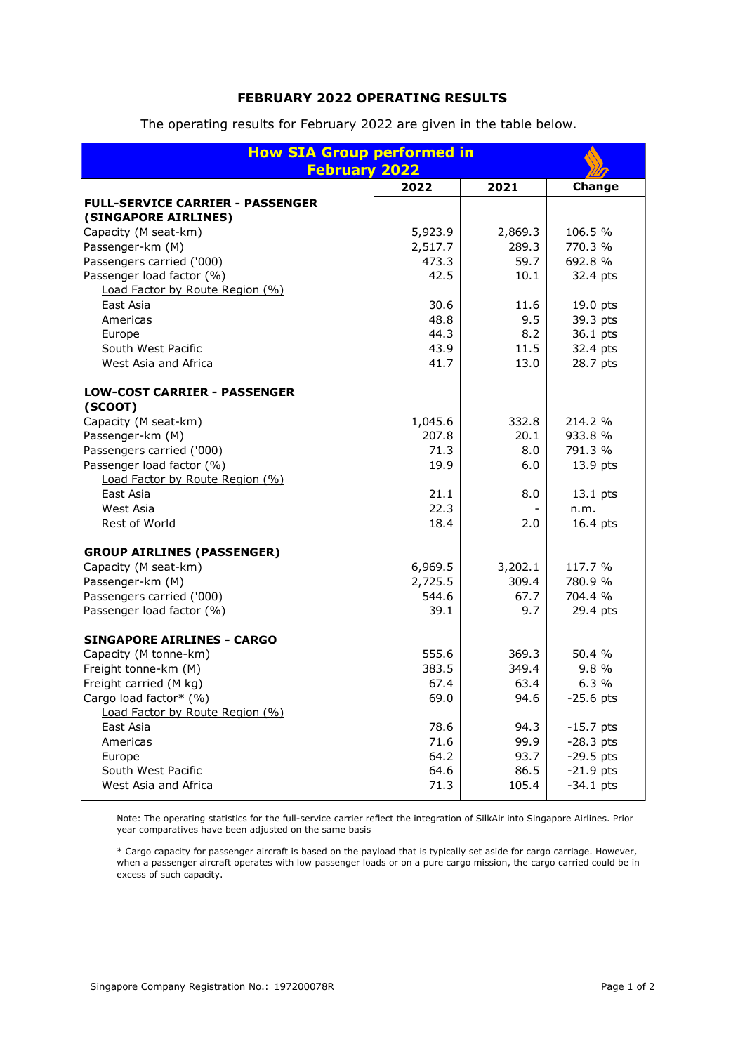# FEBRUARY 2022 OPERATING RESULTS

The operating results for February 2022 are given in the table below.

| How SIA Group performed in February 2022 | 2022 | 2021 | Change |
|---|---|---|---|
| **FULL-SERVICE CARRIER - PASSENGER (SINGAPORE AIRLINES)** | | | |
| Capacity (M seat-km) | 5,923.9 | 2,869.3 | 106.5 % |
| Passenger-km (M) | 2,517.7 | 289.3 | 770.3 % |
| Passengers carried ('000) | 473.3 | 59.7 | 692.8 % |
| Passenger load factor (%) | 42.5 | 10.1 | 32.4 pts |
| Load Factor by Route Region (%) | | | |
| East Asia | 30.6 | 11.6 | 19.0 pts |
| Americas | 48.8 | 9.5 | 39.3 pts |
| Europe | 44.3 | 8.2 | 36.1 pts |
| South West Pacific | 43.9 | 11.5 | 32.4 pts |
| West Asia and Africa | 41.7 | 13.0 | 28.7 pts |
| **LOW-COST CARRIER - PASSENGER (SCOOT)** | | | |
| Capacity (M seat-km) | 1,045.6 | 332.8 | 214.2 % |
| Passenger-km (M) | 207.8 | 20.1 | 933.8 % |
| Passengers carried ('000) | 71.3 | 8.0 | 791.3 % |
| Passenger load factor (%) | 19.9 | 6.0 | 13.9 pts |
| Load Factor by Route Region (%) | | | |
| East Asia | 21.1 | 8.0 | 13.1 pts |
| West Asia | 22.3 | - | n.m. |
| Rest of World | 18.4 | 2.0 | 16.4 pts |
| **GROUP AIRLINES (PASSENGER)** | | | |
| Capacity (M seat-km) | 6,969.5 | 3,202.1 | 117.7 % |
| Passenger-km (M) | 2,725.5 | 309.4 | 780.9 % |
| Passengers carried ('000) | 544.6 | 67.7 | 704.4 % |
| Passenger load factor (%) | 39.1 | 9.7 | 29.4 pts |
| **SINGAPORE AIRLINES - CARGO** | | | |
| Capacity (M tonne-km) | 555.6 | 369.3 | 50.4 % |
| Freight tonne-km (M) | 383.5 | 349.4 | 9.8 % |
| Freight carried (M kg) | 67.4 | 63.4 | 6.3 % |
| Cargo load factor* (%) | 69.0 | 94.6 | -25.6 pts |
| Load Factor by Route Region (%) | | | |
| East Asia | 78.6 | 94.3 | -15.7 pts |
| Americas | 71.6 | 99.9 | -28.3 pts |
| Europe | 64.2 | 93.7 | -29.5 pts |
| South West Pacific | 64.6 | 86.5 | -21.9 pts |
| West Asia and Africa | 71.3 | 105.4 | -34.1 pts |

Note: The operating statistics for the full-service carrier reflect the integration of SilkAir into Singapore Airlines. Prior year comparatives have been adjusted on the same basis

* Cargo capacity for passenger aircraft is based on the payload that is typically set aside for cargo carriage. However, when a passenger aircraft operates with low passenger loads or on a pure cargo mission, the cargo carried could be in excess of such capacity.

Singapore Company Registration No.: 197200078R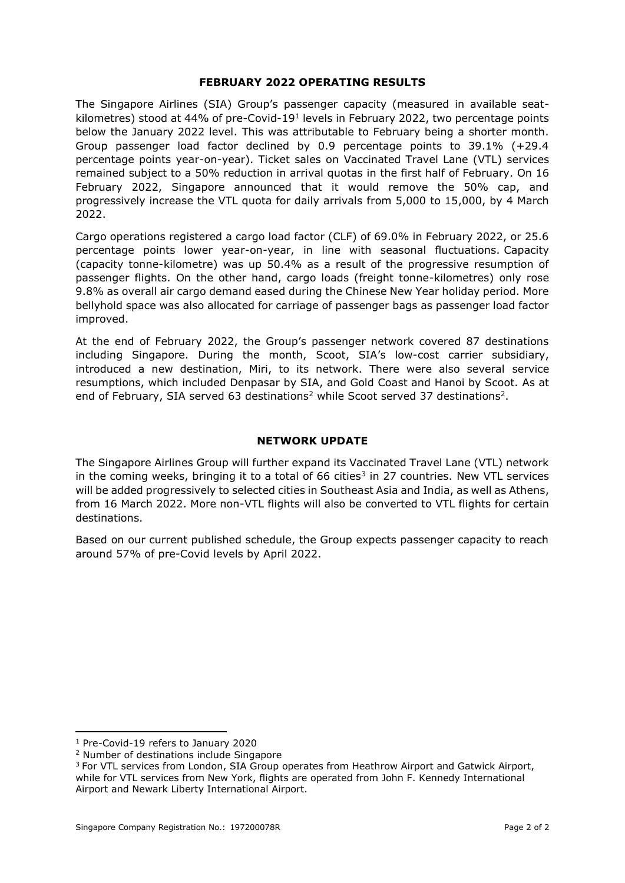## FEBRUARY 2022 OPERATING RESULTS

The Singapore Airlines (SIA) Group's passenger capacity (measured in available seat-kilometres) stood at 44% of pre-Covid-19[1] levels in February 2022, two percentage points below the January 2022 level. This was attributable to February being a shorter month. Group passenger load factor declined by 0.9 percentage points to 39.1% (+29.4 percentage points year-on-year). Ticket sales on Vaccinated Travel Lane (VTL) services remained subject to a 50% reduction in arrival quotas in the first half of February. On 16 February 2022, Singapore announced that it would remove the 50% cap, and progressively increase the VTL quota for daily arrivals from 5,000 to 15,000, by 4 March 2022.

Cargo operations registered a cargo load factor (CLF) of 69.0% in February 2022, or 25.6 percentage points lower year-on-year, in line with seasonal fluctuations. Capacity (capacity tonne-kilometre) was up 50.4% as a result of the progressive resumption of passenger flights. On the other hand, cargo loads (freight tonne-kilometres) only rose 9.8% as overall air cargo demand eased during the Chinese New Year holiday period. More bellyhold space was also allocated for carriage of passenger bags as passenger load factor improved.

At the end of February 2022, the Group's passenger network covered 87 destinations including Singapore. During the month, Scoot, SIA's low-cost carrier subsidiary, introduced a new destination, Miri, to its network. There were also several service resumptions, which included Denpasar by SIA, and Gold Coast and Hanoi by Scoot. As at end of February, SIA served 63 destinations[2] while Scoot served 37 destinations[2].

## NETWORK UPDATE

The Singapore Airlines Group will further expand its Vaccinated Travel Lane (VTL) network in the coming weeks, bringing it to a total of 66 cities[3] in 27 countries. New VTL services will be added progressively to selected cities in Southeast Asia and India, as well as Athens, from 16 March 2022. More non-VTL flights will also be converted to VTL flights for certain destinations.

Based on our current published schedule, the Group expects passenger capacity to reach around 57% of pre-Covid levels by April 2022.

---

[1] Pre-Covid-19 refers to January 2020

[2] Number of destinations include Singapore

[3] For VTL services from London, SIA Group operates from Heathrow Airport and Gatwick Airport, while for VTL services from New York, flights are operated from John F. Kennedy International Airport and Newark Liberty International Airport.

Singapore Company Registration No.: 197200078R